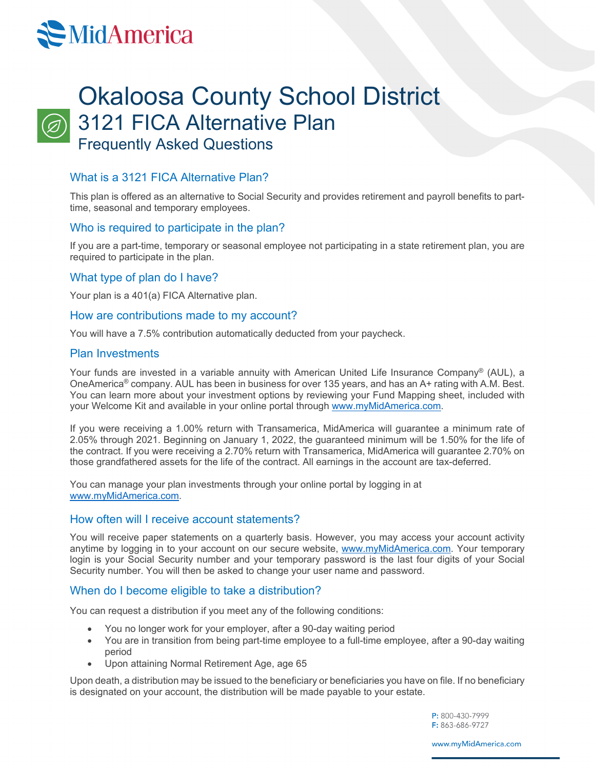# Okaloosa County School District

## 3121 FICA Alternative Plan

### Frequently Asked Questions

### What is a 3121 FICA Alternative Plan?

This plan is offered as an alternative to Social Security and provides retirement and payroll benefits to part-time, seasonal and temporary employees.

### Who is required to participate in the plan?

If you are a part-time, temporary or seasonal employee not participating in a state retirement plan, you are required to participate in the plan.

### What type of plan do I have?

Your plan is a 401(a) FICA Alternative plan.

### How are contributions made to my account?

You will have a 7.5% contribution automatically deducted from your paycheck.

### Plan Investments

Your funds are invested in a variable annuity with American United Life Insurance Company® (AUL), a OneAmerica® company. AUL has been in business for over 135 years, and has an A+ rating with A.M. Best. You can learn more about your investment options by reviewing your Fund Mapping sheet, included with your Welcome Kit and available in your online portal through www.myMidAmerica.com.

If you were receiving a 1.00% return with Transamerica, MidAmerica will guarantee a minimum rate of 2.05% through 2021. Beginning on January 1, 2022, the guaranteed minimum will be 1.50% for the life of the contract. If you were receiving a 2.70% return with Transamerica, MidAmerica will guarantee 2.70% on those grandfathered assets for the life of the contract. All earnings in the account are tax-deferred.

You can manage your plan investments through your online portal by logging in at www.myMidAmerica.com.

### How often will I receive account statements?

You will receive paper statements on a quarterly basis. However, you may access your account activity anytime by logging in to your account on our secure website, www.myMidAmerica.com. Your temporary login is your Social Security number and your temporary password is the last four digits of your Social Security number. You will then be asked to change your user name and password.

### When do I become eligible to take a distribution?

You can request a distribution if you meet any of the following conditions:

- You no longer work for your employer, after a 90-day waiting period
- You are in transition from being part-time employee to a full-time employee, after a 90-day waiting period
- Upon attaining Normal Retirement Age, age 65

Upon death, a distribution may be issued to the beneficiary or beneficiaries you have on file. If no beneficiary is designated on your account, the distribution will be made payable to your estate.

**P:** 800-430-7999
**F:** 863-686-9727

www.myMidAmerica.com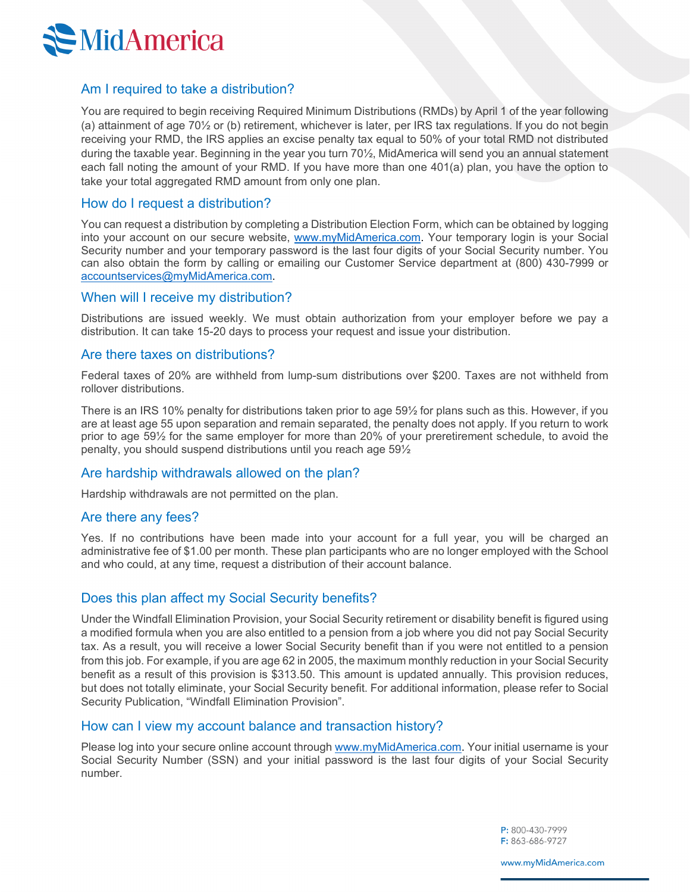## Am I required to take a distribution?

You are required to begin receiving Required Minimum Distributions (RMDs) by April 1 of the year following (a) attainment of age 70½ or (b) retirement, whichever is later, per IRS tax regulations. If you do not begin receiving your RMD, the IRS applies an excise penalty tax equal to 50% of your total RMD not distributed during the taxable year. Beginning in the year you turn 70½, MidAmerica will send you an annual statement each fall noting the amount of your RMD. If you have more than one 401(a) plan, you have the option to take your total aggregated RMD amount from only one plan.

## How do I request a distribution?

You can request a distribution by completing a Distribution Election Form, which can be obtained by logging into your account on our secure website, www.myMidAmerica.com. Your temporary login is your Social Security number and your temporary password is the last four digits of your Social Security number. You can also obtain the form by calling or emailing our Customer Service department at (800) 430-7999 or accountservices@myMidAmerica.com.

## When will I receive my distribution?

Distributions are issued weekly. We must obtain authorization from your employer before we pay a distribution. It can take 15-20 days to process your request and issue your distribution.

## Are there taxes on distributions?

Federal taxes of 20% are withheld from lump-sum distributions over $200. Taxes are not withheld from rollover distributions.

There is an IRS 10% penalty for distributions taken prior to age 59½ for plans such as this. However, if you are at least age 55 upon separation and remain separated, the penalty does not apply. If you return to work prior to age 59½ for the same employer for more than 20% of your preretirement schedule, to avoid the penalty, you should suspend distributions until you reach age 59½

## Are hardship withdrawals allowed on the plan?

Hardship withdrawals are not permitted on the plan.

## Are there any fees?

Yes. If no contributions have been made into your account for a full year, you will be charged an administrative fee of $1.00 per month. These plan participants who are no longer employed with the School and who could, at any time, request a distribution of their account balance.

## Does this plan affect my Social Security benefits?

Under the Windfall Elimination Provision, your Social Security retirement or disability benefit is figured using a modified formula when you are also entitled to a pension from a job where you did not pay Social Security tax. As a result, you will receive a lower Social Security benefit than if you were not entitled to a pension from this job. For example, if you are age 62 in 2005, the maximum monthly reduction in your Social Security benefit as a result of this provision is $313.50. This amount is updated annually. This provision reduces, but does not totally eliminate, your Social Security benefit. For additional information, please refer to Social Security Publication, "Windfall Elimination Provision".

## How can I view my account balance and transaction history?

Please log into your secure online account through www.myMidAmerica.com. Your initial username is your Social Security Number (SSN) and your initial password is the last four digits of your Social Security number.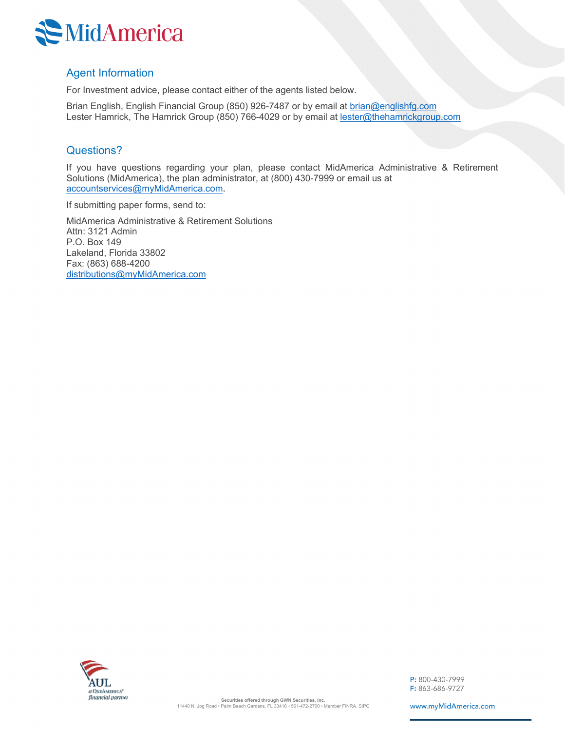## Agent Information

For Investment advice, please contact either of the agents listed below.

Brian English, English Financial Group (850) 926-7487 or by email at brian@englishfg.com
Lester Hamrick, The Hamrick Group (850) 766-4029 or by email at lester@thehamrickgroup.com

## Questions?

If you have questions regarding your plan, please contact MidAmerica Administrative & Retirement Solutions (MidAmerica), the plan administrator, at (800) 430-7999 or email us at accountservices@myMidAmerica.com.

If submitting paper forms, send to:

MidAmerica Administrative & Retirement Solutions
Attn: 3121 Admin
P.O. Box 149
Lakeland, Florida 33802
Fax: (863) 688-4200
distributions@myMidAmerica.com

Securities offered through GWN Securities, Inc.
11440 N. Jog Road • Palm Beach Gardens, FL 33418 • 561-472-2700 • Member FINRA, SIPC

P: 800-430-7999
F: 863-686-9727

www.myMidAmerica.com